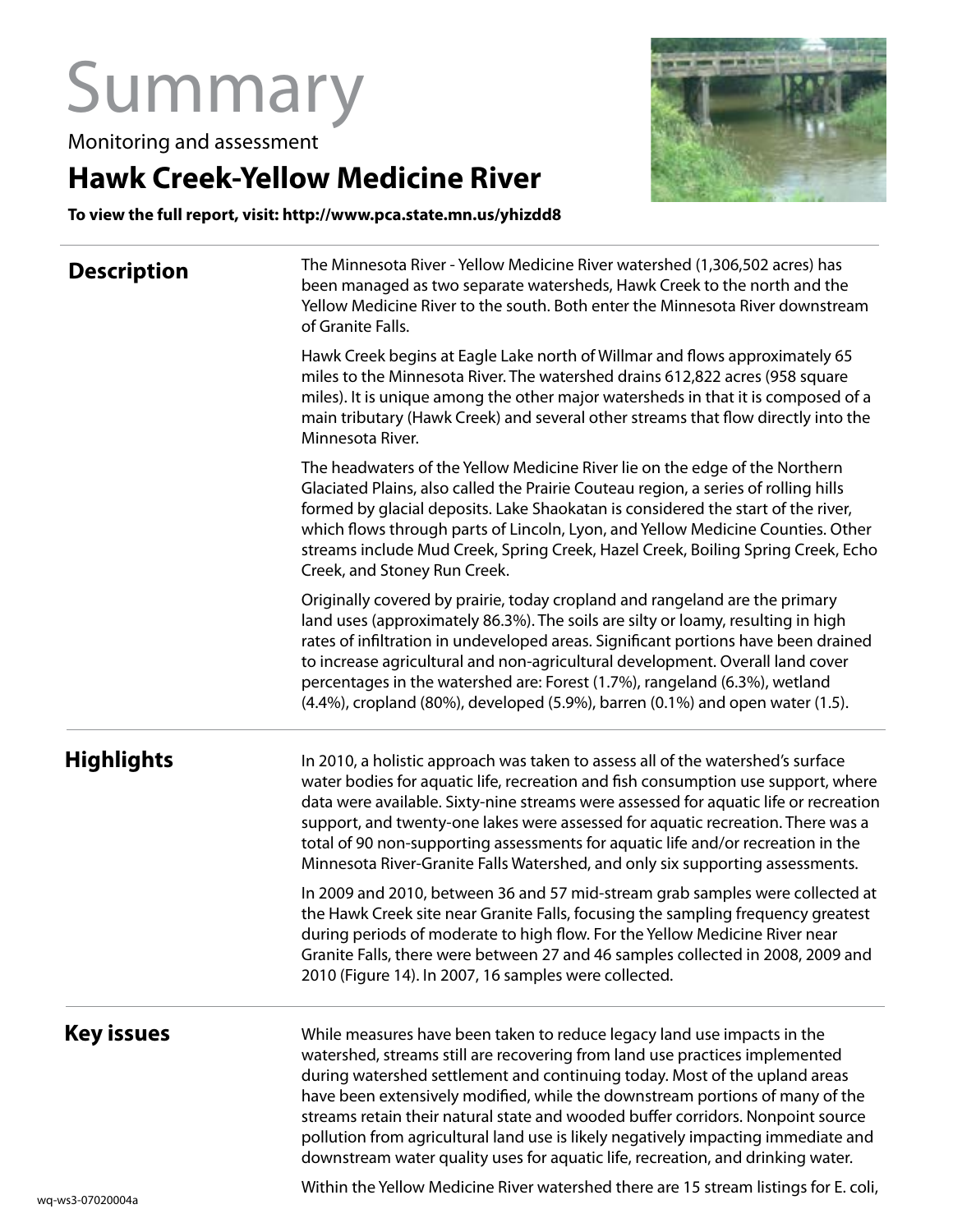# Summary

Monitoring and assessment

## Hawk Creek-Yellow Medicine River

**To view the full report, visit: http://www.pca.state.mn.us/yhizdd8**

### Description

The Minnesota River - Yellow Medicine River watershed (1,306,502 acres) has been managed as two separate watersheds, Hawk Creek to the north and the Yellow Medicine River to the south. Both enter the Minnesota River downstream of Granite Falls.

Hawk Creek begins at Eagle Lake north of Willmar and flows approximately 65 miles to the Minnesota River. The watershed drains 612,822 acres (958 square miles). It is unique among the other major watersheds in that it is composed of a main tributary (Hawk Creek) and several other streams that flow directly into the Minnesota River.

The headwaters of the Yellow Medicine River lie on the edge of the Northern Glaciated Plains, also called the Prairie Couteau region, a series of rolling hills formed by glacial deposits. Lake Shaokatan is considered the start of the river, which flows through parts of Lincoln, Lyon, and Yellow Medicine Counties. Other streams include Mud Creek, Spring Creek, Hazel Creek, Boiling Spring Creek, Echo Creek, and Stoney Run Creek.

Originally covered by prairie, today cropland and rangeland are the primary land uses (approximately 86.3%). The soils are silty or loamy, resulting in high rates of infiltration in undeveloped areas. Significant portions have been drained to increase agricultural and non-agricultural development. Overall land cover percentages in the watershed are: Forest (1.7%), rangeland (6.3%), wetland (4.4%), cropland (80%), developed (5.9%), barren (0.1%) and open water (1.5).

### Highlights

In 2010, a holistic approach was taken to assess all of the watershed's surface water bodies for aquatic life, recreation and fish consumption use support, where data were available. Sixty-nine streams were assessed for aquatic life or recreation support, and twenty-one lakes were assessed for aquatic recreation. There was a total of 90 non-supporting assessments for aquatic life and/or recreation in the Minnesota River-Granite Falls Watershed, and only six supporting assessments.

In 2009 and 2010, between 36 and 57 mid-stream grab samples were collected at the Hawk Creek site near Granite Falls, focusing the sampling frequency greatest during periods of moderate to high flow. For the Yellow Medicine River near Granite Falls, there were between 27 and 46 samples collected in 2008, 2009 and 2010 (Figure 14). In 2007, 16 samples were collected.

### Key issues

While measures have been taken to reduce legacy land use impacts in the watershed, streams still are recovering from land use practices implemented during watershed settlement and continuing today. Most of the upland areas have been extensively modified, while the downstream portions of many of the streams retain their natural state and wooded buffer corridors. Nonpoint source pollution from agricultural land use is likely negatively impacting immediate and downstream water quality uses for aquatic life, recreation, and drinking water.

Within the Yellow Medicine River watershed there are 15 stream listings for E. coli,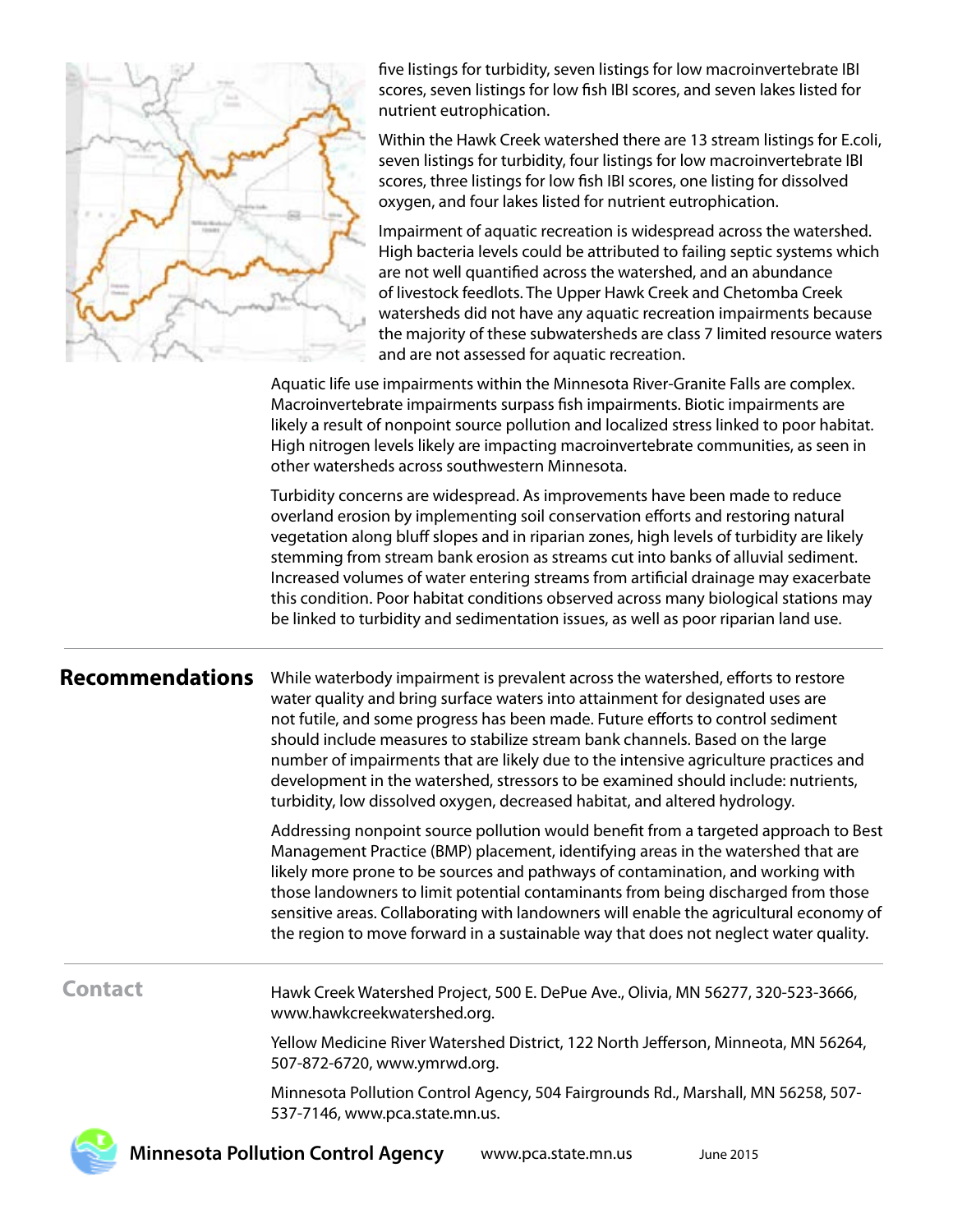five listings for turbidity, seven listings for low macroinvertebrate IBI scores, seven listings for low fish IBI scores, and seven lakes listed for nutrient eutrophication.

Within the Hawk Creek watershed there are 13 stream listings for E.coli, seven listings for turbidity, four listings for low macroinvertebrate IBI scores, three listings for low fish IBI scores, one listing for dissolved oxygen, and four lakes listed for nutrient eutrophication.

Impairment of aquatic recreation is widespread across the watershed. High bacteria levels could be attributed to failing septic systems which are not well quantified across the watershed, and an abundance of livestock feedlots. The Upper Hawk Creek and Chetomba Creek watersheds did not have any aquatic recreation impairments because the majority of these subwatersheds are class 7 limited resource waters and are not assessed for aquatic recreation.

Aquatic life use impairments within the Minnesota River-Granite Falls are complex. Macroinvertebrate impairments surpass fish impairments. Biotic impairments are likely a result of nonpoint source pollution and localized stress linked to poor habitat. High nitrogen levels likely are impacting macroinvertebrate communities, as seen in other watersheds across southwestern Minnesota.

Turbidity concerns are widespread. As improvements have been made to reduce overland erosion by implementing soil conservation efforts and restoring natural vegetation along bluff slopes and in riparian zones, high levels of turbidity are likely stemming from stream bank erosion as streams cut into banks of alluvial sediment. Increased volumes of water entering streams from artificial drainage may exacerbate this condition. Poor habitat conditions observed across many biological stations may be linked to turbidity and sedimentation issues, as well as poor riparian land use.

## Recommendations

While waterbody impairment is prevalent across the watershed, efforts to restore water quality and bring surface waters into attainment for designated uses are not futile, and some progress has been made. Future efforts to control sediment should include measures to stabilize stream bank channels. Based on the large number of impairments that are likely due to the intensive agriculture practices and development in the watershed, stressors to be examined should include: nutrients, turbidity, low dissolved oxygen, decreased habitat, and altered hydrology.

Addressing nonpoint source pollution would benefit from a targeted approach to Best Management Practice (BMP) placement, identifying areas in the watershed that are likely more prone to be sources and pathways of contamination, and working with those landowners to limit potential contaminants from being discharged from those sensitive areas. Collaborating with landowners will enable the agricultural economy of the region to move forward in a sustainable way that does not neglect water quality.

## Contact

Hawk Creek Watershed Project, 500 E. DePue Ave., Olivia, MN 56277, 320-523-3666, www.hawkcreekwatershed.org.

Yellow Medicine River Watershed District, 122 North Jefferson, Minneota, MN 56264, 507-872-6720, www.ymrwd.org.

Minnesota Pollution Control Agency, 504 Fairgrounds Rd., Marshall, MN 56258, 507-537-7146, www.pca.state.mn.us.

**Minnesota Pollution Control Agency** www.pca.state.mn.us June 2015